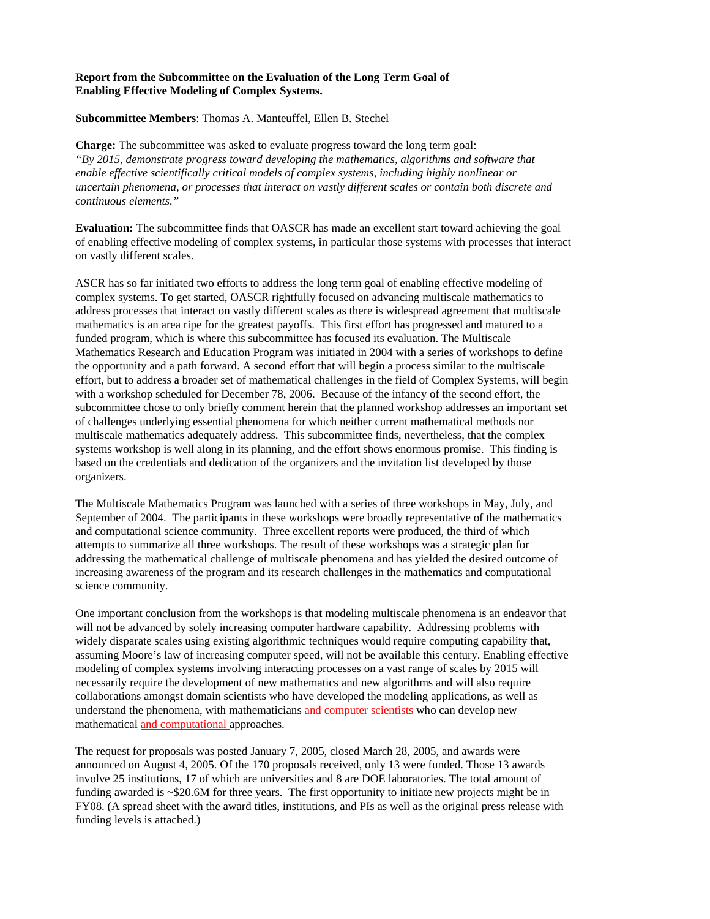**Report from the Subcommittee on the Evaluation of the Long Term Goal of Enabling Effective Modeling of Complex Systems.**

**Subcommittee Members**: Thomas A. Manteuffel, Ellen B. Stechel

**Charge:** The subcommittee was asked to evaluate progress toward the long term goal: *"By 2015, demonstrate progress toward developing the mathematics, algorithms and software that enable effective scientifically critical models of complex systems, including highly nonlinear or uncertain phenomena, or processes that interact on vastly different scales or contain both discrete and continuous elements."*

**Evaluation:** The subcommittee finds that OASCR has made an excellent start toward achieving the goal of enabling effective modeling of complex systems, in particular those systems with processes that interact on vastly different scales.

ASCR has so far initiated two efforts to address the long term goal of enabling effective modeling of complex systems. To get started, OASCR rightfully focused on advancing multiscale mathematics to address processes that interact on vastly different scales as there is widespread agreement that multiscale mathematics is an area ripe for the greatest payoffs. This first effort has progressed and matured to a funded program, which is where this subcommittee has focused its evaluation. The Multiscale Mathematics Research and Education Program was initiated in 2004 with a series of workshops to define the opportunity and a path forward. A second effort that will begin a process similar to the multiscale effort, but to address a broader set of mathematical challenges in the field of Complex Systems, will begin with a workshop scheduled for December 78, 2006. Because of the infancy of the second effort, the subcommittee chose to only briefly comment herein that the planned workshop addresses an important set of challenges underlying essential phenomena for which neither current mathematical methods nor multiscale mathematics adequately address. This subcommittee finds, nevertheless, that the complex systems workshop is well along in its planning, and the effort shows enormous promise. This finding is based on the credentials and dedication of the organizers and the invitation list developed by those organizers.

The Multiscale Mathematics Program was launched with a series of three workshops in May, July, and September of 2004. The participants in these workshops were broadly representative of the mathematics and computational science community. Three excellent reports were produced, the third of which attempts to summarize all three workshops. The result of these workshops was a strategic plan for addressing the mathematical challenge of multiscale phenomena and has yielded the desired outcome of increasing awareness of the program and its research challenges in the mathematics and computational science community.

One important conclusion from the workshops is that modeling multiscale phenomena is an endeavor that will not be advanced by solely increasing computer hardware capability. Addressing problems with widely disparate scales using existing algorithmic techniques would require computing capability that, assuming Moore's law of increasing computer speed, will not be available this century. Enabling effective modeling of complex systems involving interacting processes on a vast range of scales by 2015 will necessarily require the development of new mathematics and new algorithms and will also require collaborations amongst domain scientists who have developed the modeling applications, as well as understand the phenomena, with mathematicians and computer scientists who can develop new mathematical and computational approaches.

The request for proposals was posted January 7, 2005, closed March 28, 2005, and awards were announced on August 4, 2005. Of the 170 proposals received, only 13 were funded. Those 13 awards involve 25 institutions, 17 of which are universities and 8 are DOE laboratories. The total amount of funding awarded is ~$20.6M for three years. The first opportunity to initiate new projects might be in FY08. (A spread sheet with the award titles, institutions, and PIs as well as the original press release with funding levels is attached.)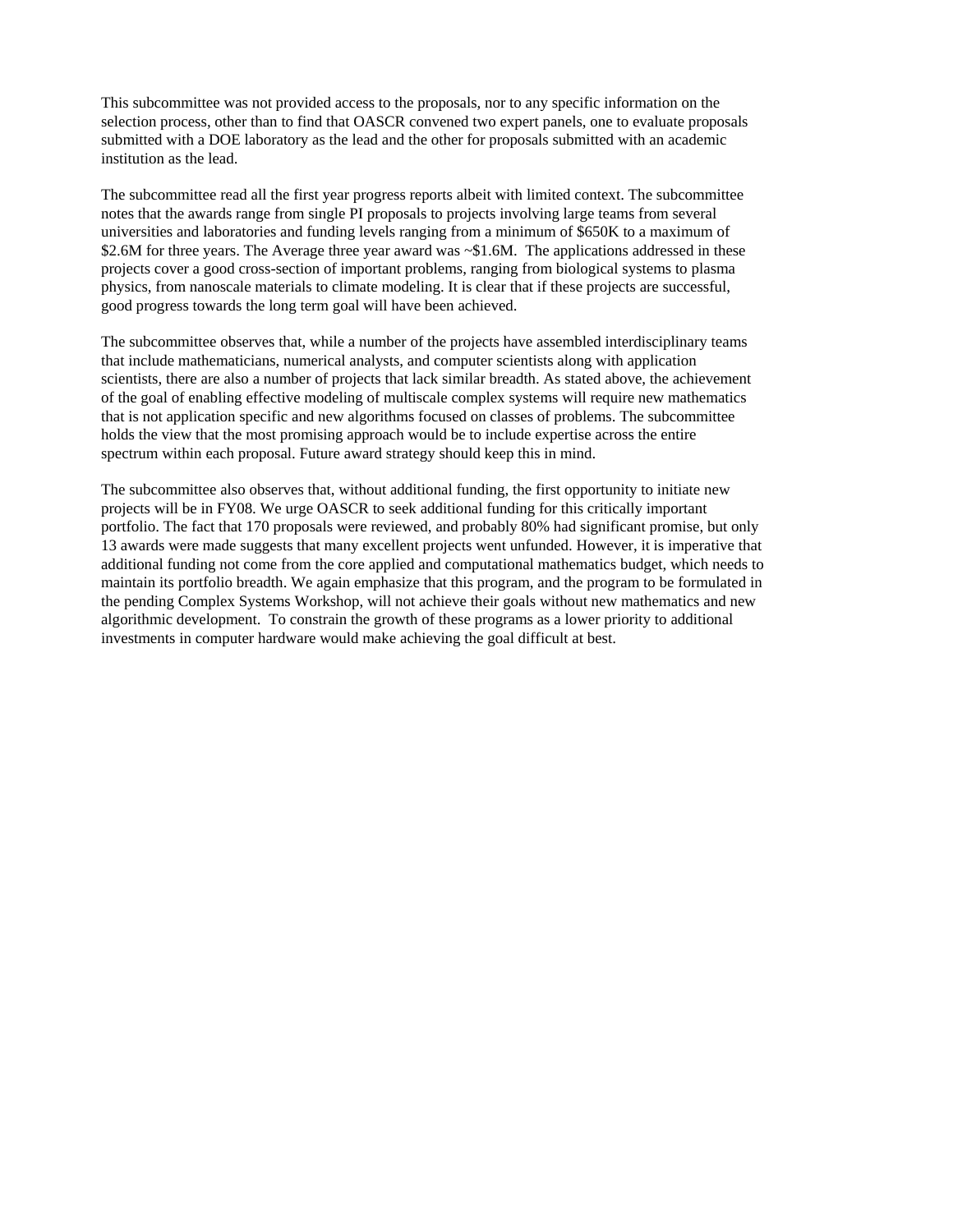This subcommittee was not provided access to the proposals, nor to any specific information on the selection process, other than to find that OASCR convened two expert panels, one to evaluate proposals submitted with a DOE laboratory as the lead and the other for proposals submitted with an academic institution as the lead.

The subcommittee read all the first year progress reports albeit with limited context. The subcommittee notes that the awards range from single PI proposals to projects involving large teams from several universities and laboratories and funding levels ranging from a minimum of $650K to a maximum of $2.6M for three years. The Average three year award was ~$1.6M. The applications addressed in these projects cover a good cross-section of important problems, ranging from biological systems to plasma physics, from nanoscale materials to climate modeling. It is clear that if these projects are successful, good progress towards the long term goal will have been achieved.

The subcommittee observes that, while a number of the projects have assembled interdisciplinary teams that include mathematicians, numerical analysts, and computer scientists along with application scientists, there are also a number of projects that lack similar breadth. As stated above, the achievement of the goal of enabling effective modeling of multiscale complex systems will require new mathematics that is not application specific and new algorithms focused on classes of problems. The subcommittee holds the view that the most promising approach would be to include expertise across the entire spectrum within each proposal. Future award strategy should keep this in mind.

The subcommittee also observes that, without additional funding, the first opportunity to initiate new projects will be in FY08. We urge OASCR to seek additional funding for this critically important portfolio. The fact that 170 proposals were reviewed, and probably 80% had significant promise, but only 13 awards were made suggests that many excellent projects went unfunded. However, it is imperative that additional funding not come from the core applied and computational mathematics budget, which needs to maintain its portfolio breadth. We again emphasize that this program, and the program to be formulated in the pending Complex Systems Workshop, will not achieve their goals without new mathematics and new algorithmic development. To constrain the growth of these programs as a lower priority to additional investments in computer hardware would make achieving the goal difficult at best.